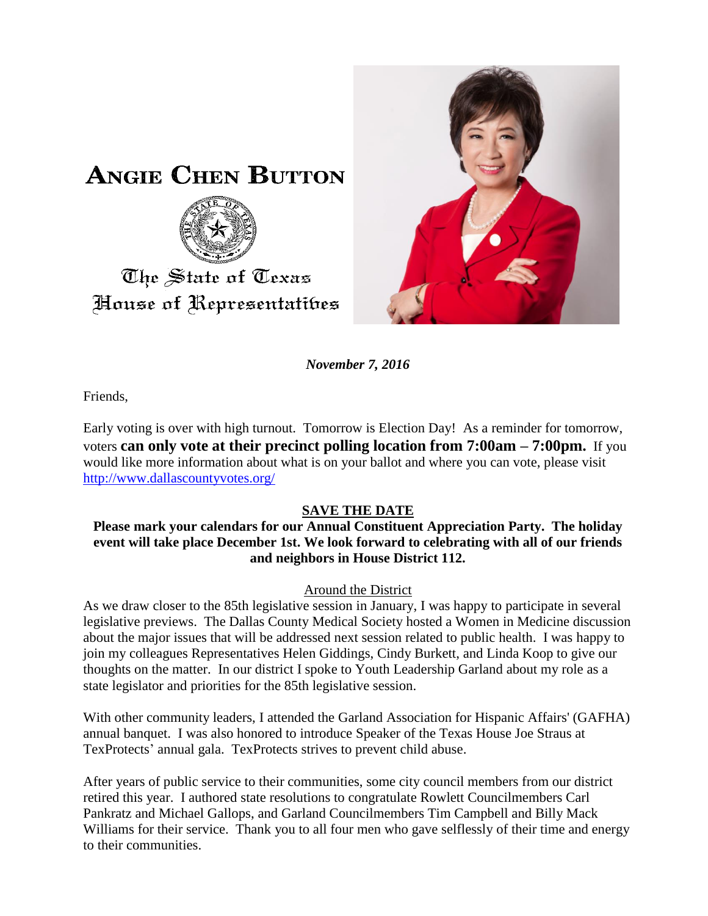# Angie Chen Button

The State of Texas
House of Representatives

*November 7, 2016*

Friends,

Early voting is over with high turnout. Tomorrow is Election Day! As a reminder for tomorrow, voters **can only vote at their precinct polling location from 7:00am – 7:00pm.** If you would like more information about what is on your ballot and where you can vote, please visit http://www.dallascountyvotes.org/

**SAVE THE DATE**

**Please mark your calendars for our Annual Constituent Appreciation Party. The holiday event will take place December 1st. We look forward to celebrating with all of our friends and neighbors in House District 112.**

Around the District

As we draw closer to the 85th legislative session in January, I was happy to participate in several legislative previews. The Dallas County Medical Society hosted a Women in Medicine discussion about the major issues that will be addressed next session related to public health. I was happy to join my colleagues Representatives Helen Giddings, Cindy Burkett, and Linda Koop to give our thoughts on the matter. In our district I spoke to Youth Leadership Garland about my role as a state legislator and priorities for the 85th legislative session.

With other community leaders, I attended the Garland Association for Hispanic Affairs' (GAFHA) annual banquet. I was also honored to introduce Speaker of the Texas House Joe Straus at TexProtects' annual gala. TexProtects strives to prevent child abuse.

After years of public service to their communities, some city council members from our district retired this year. I authored state resolutions to congratulate Rowlett Councilmembers Carl Pankratz and Michael Gallops, and Garland Councilmembers Tim Campbell and Billy Mack Williams for their service. Thank you to all four men who gave selflessly of their time and energy to their communities.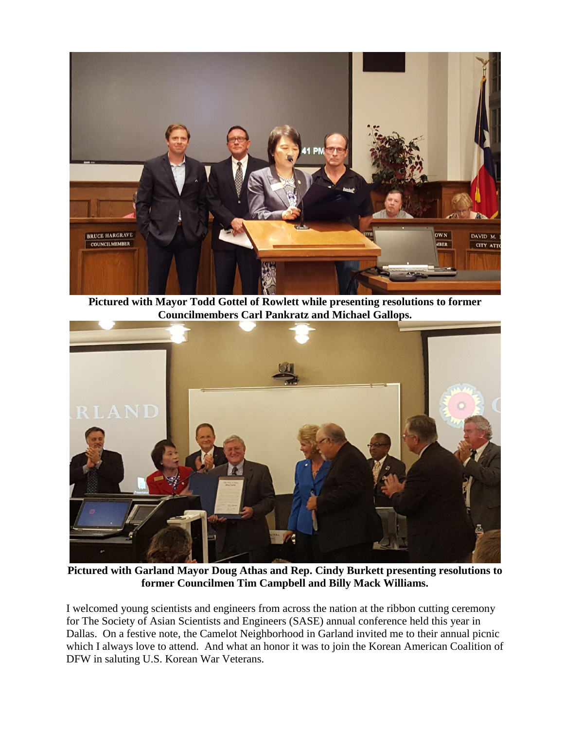**Pictured with Mayor Todd Gottel of Rowlett while presenting resolutions to former Councilmembers Carl Pankratz and Michael Gallops.**

**Pictured with Garland Mayor Doug Athas and Rep. Cindy Burkett presenting resolutions to former Councilmen Tim Campbell and Billy Mack Williams.**

I welcomed young scientists and engineers from across the nation at the ribbon cutting ceremony for The Society of Asian Scientists and Engineers (SASE) annual conference held this year in Dallas. On a festive note, the Camelot Neighborhood in Garland invited me to their annual picnic which I always love to attend. And what an honor it was to join the Korean American Coalition of DFW in saluting U.S. Korean War Veterans.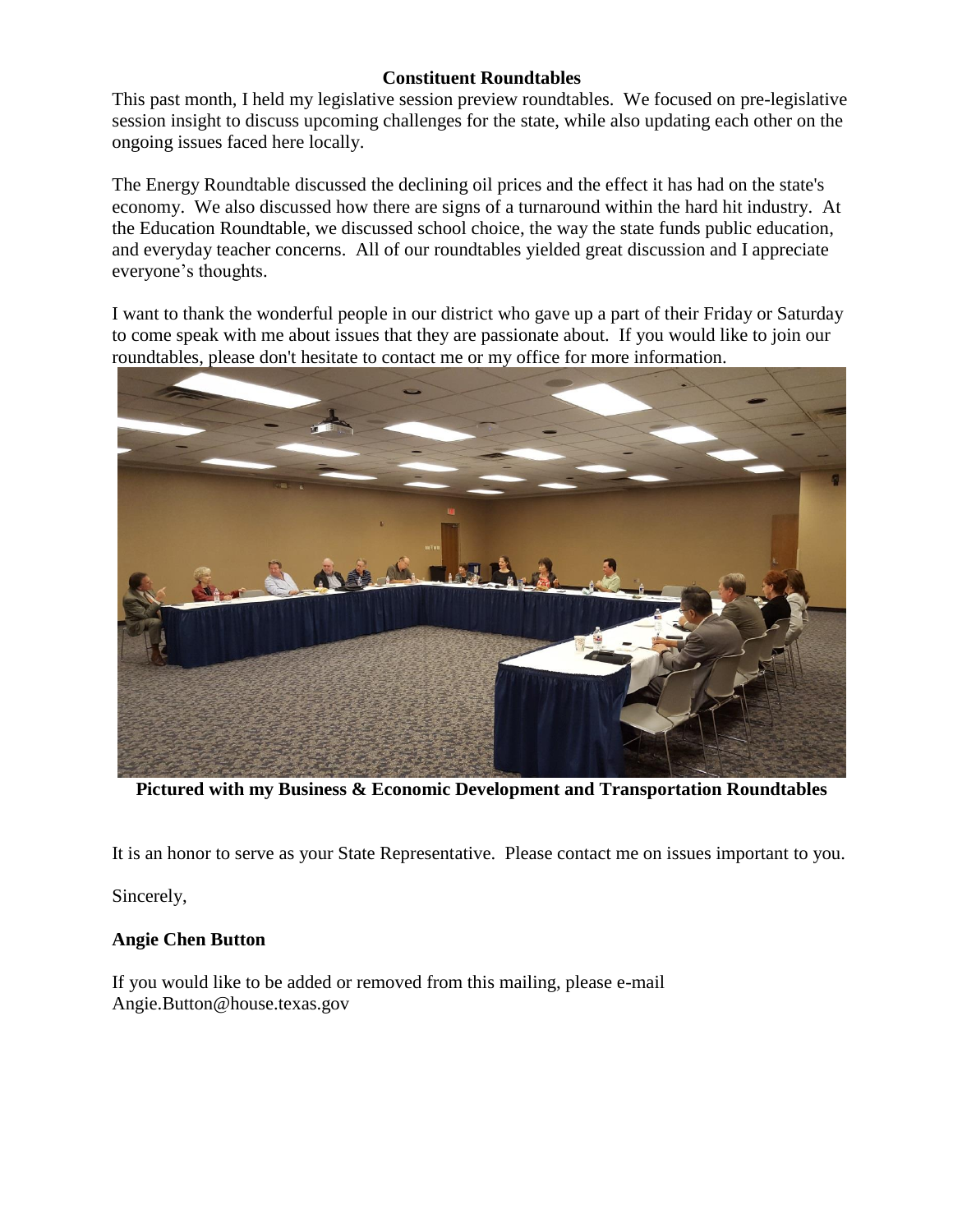**Constituent Roundtables**

This past month, I held my legislative session preview roundtables. We focused on pre-legislative session insight to discuss upcoming challenges for the state, while also updating each other on the ongoing issues faced here locally.

The Energy Roundtable discussed the declining oil prices and the effect it has had on the state's economy. We also discussed how there are signs of a turnaround within the hard hit industry. At the Education Roundtable, we discussed school choice, the way the state funds public education, and everyday teacher concerns. All of our roundtables yielded great discussion and I appreciate everyone's thoughts.

I want to thank the wonderful people in our district who gave up a part of their Friday or Saturday to come speak with me about issues that they are passionate about. If you would like to join our roundtables, please don't hesitate to contact me or my office for more information.

**Pictured with my Business & Economic Development and Transportation Roundtables**

It is an honor to serve as your State Representative. Please contact me on issues important to you.

Sincerely,

**Angie Chen Button**

If you would like to be added or removed from this mailing, please e-mail Angie.Button@house.texas.gov